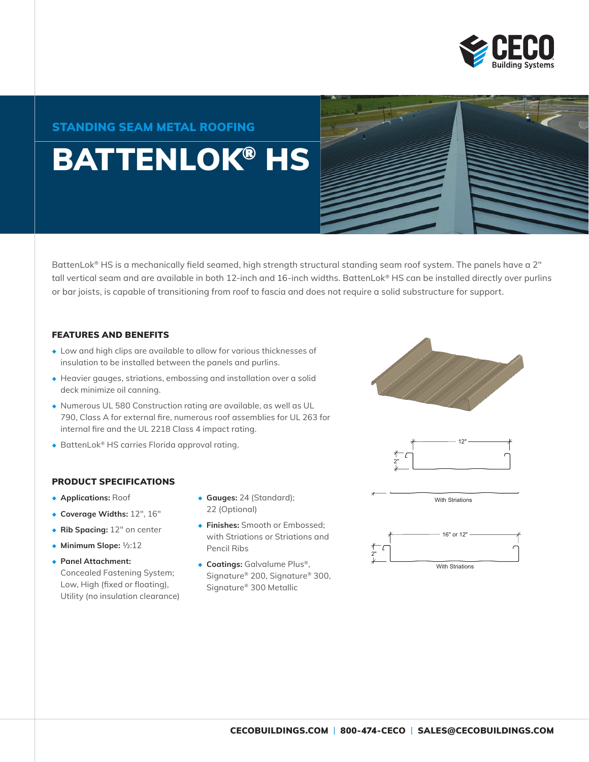## STANDING SEAM METAL ROOFING

# BATTENLOK® HS

BattenLok® HS is a mechanically field seamed, high strength structural standing seam roof system. The panels have a 2" tall vertical seam and are available in both 12-inch and 16-inch widths. BattenLok® HS can be installed directly over purlins or bar joists, is capable of transitioning from roof to fascia and does not require a solid substructure for support.

### FEATURES AND BENEFITS

- Low and high clips are available to allow for various thicknesses of insulation to be installed between the panels and purlins.
- Heavier gauges, striations, embossing and installation over a solid deck minimize oil canning.
- Numerous UL 580 Construction rating are available, as well as UL 790, Class A for external fire, numerous roof assemblies for UL 263 for internal fire and the UL 2218 Class 4 impact rating.
- BattenLok® HS carries Florida approval rating.

12"

2"

With Striations

16" or 12"

2"

With Striations

### PRODUCT SPECIFICATIONS

- **Applications:** Roof
- **Coverage Widths:** 12", 16"
- **Rib Spacing:** 12" on center
- **Minimum Slope:** ½:12
- **Panel Attachment:** Concealed Fastening System; Low, High (fixed or floating), Utility (no insulation clearance)
- **Gauges:** 24 (Standard); 22 (Optional)
- **Finishes:** Smooth or Embossed; with Striations or Striations and Pencil Ribs
- **Coatings:** Galvalume Plus®, Signature® 200, Signature® 300, Signature® 300 Metallic

CECOBUILDINGS.COM | 800-474-CECO | SALES@CECOBUILDINGS.COM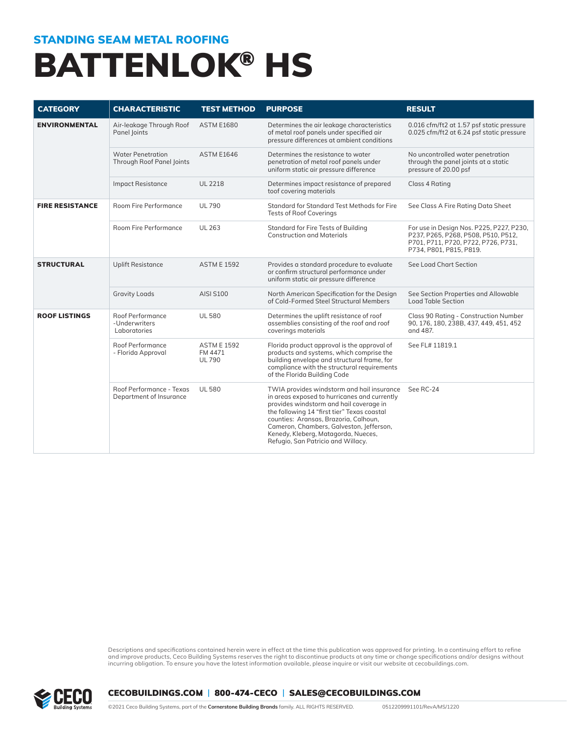## STANDING SEAM METAL ROOFING

# BATTENLOK® HS

| CATEGORY | CHARACTERISTIC | TEST METHOD | PURPOSE | RESULT |
|---|---|---|---|---|
| **ENVIRONMENTAL** | Air-leakage Through Roof Panel Joints | ASTM E1680 | Determines the air leakage characteristics of metal roof panels under specified air pressure differences at ambient conditions | 0.016 cfm/ft2 at 1.57 psf static pressure 0.025 cfm/ft2 at 6.24 psf static pressure |
| | Water Penetration Through Roof Panel Joints | ASTM E1646 | Determines the resistance to water penetration of metal roof panels under uniform static air pressure difference | No uncontrolled water penetration through the panel joints at a static pressure of 20.00 psf |
| | Impact Resistance | UL 2218 | Determines impact resistance of prepared toof covering materials | Class 4 Rating |
| **FIRE RESISTANCE** | Room Fire Performance | UL 790 | Standard for Standard Test Methods for Fire Tests of Roof Coverings | See Class A Fire Rating Data Sheet |
| | Room Fire Performance | UL 263 | Standard for Fire Tests of Building Construction and Materials | For use in Design Nos. P225, P227, P230, P237, P265, P268, P508, P510, P512, P701, P711, P720, P722, P726, P731, P734, P801, P815, P819. |
| **STRUCTURAL** | Uplift Resistance | ASTM E 1592 | Provides a standard procedure to evaluate or confirm structural performance under uniform static air pressure difference | See Load Chart Section |
| | Gravity Loads | AISI S100 | North American Specification for the Design of Cold-Formed Steel Structural Members | See Section Properties and Allowable Load Table Section |
| **ROOF LISTINGS** | Roof Performance -Underwriters Laboratories | UL 580 | Determines the uplift resistance of roof assemblies consisting of the roof and roof coverings materials | Class 90 Rating - Construction Number 90, 176, 180, 238B, 437, 449, 451, 452 and 487. |
| | Roof Performance - Florida Approval | ASTM E 1592 FM 4471 UL 790 | Florida product approval is the approval of products and systems, which comprise the building envelope and structural frame, for compliance with the structural requirements of the Florida Building Code | See FL# 11819.1 |
| | Roof Performance - Texas Department of Insurance | UL 580 | TWIA provides windstorm and hail insurance in areas exposed to hurricanes and currently provides windstorm and hail coverage in the following 14 "first tier" Texas coastal counties: Aransas, Brazoria, Calhoun, Cameron, Chambers, Galveston, Jefferson, Kenedy, Kleberg, Matagorda, Nueces, Refugio, San Patricio and Willacy. | See RC-24 |

Descriptions and specifications contained herein were in effect at the time this publication was approved for printing. In a continuing effort to refine and improve products, Ceco Building Systems reserves the right to discontinue products at any time or change specifications and/or designs without incurring obligation. To ensure you have the latest information available, please inquire or visit our website at cecobuildings.com.

**CECOBUILDINGS.COM | 800-474-CECO | SALES@CECOBUILDINGS.COM**

©2021 Ceco Building Systems, part of the **Cornerstone Building Brands** family. ALL RIGHTS RESERVED. 0512209991101/RevA/MS/1220